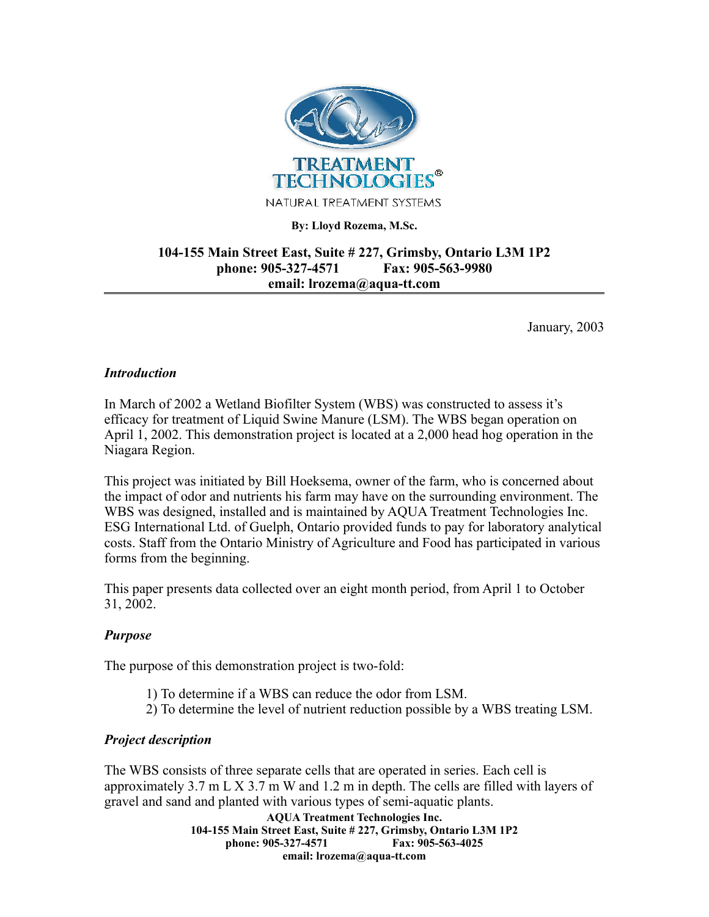TREATMENT TECHNOLOGIES®

NATURAL TREATMENT SYSTEMS

**By: Lloyd Rozema, M.Sc.**

**104-155 Main Street East, Suite # 227, Grimsby, Ontario L3M 1P2**
**phone: 905-327-4571 Fax: 905-563-9980**
**email: lrozema@aqua-tt.com**

January, 2003

### *Introduction*

In March of 2002 a Wetland Biofilter System (WBS) was constructed to assess it's efficacy for treatment of Liquid Swine Manure (LSM). The WBS began operation on April 1, 2002. This demonstration project is located at a 2,000 head hog operation in the Niagara Region.

This project was initiated by Bill Hoeksema, owner of the farm, who is concerned about the impact of odor and nutrients his farm may have on the surrounding environment. The WBS was designed, installed and is maintained by AQUA Treatment Technologies Inc. ESG International Ltd. of Guelph, Ontario provided funds to pay for laboratory analytical costs. Staff from the Ontario Ministry of Agriculture and Food has participated in various forms from the beginning.

This paper presents data collected over an eight month period, from April 1 to October 31, 2002.

### *Purpose*

The purpose of this demonstration project is two-fold:

1) To determine if a WBS can reduce the odor from LSM.
2) To determine the level of nutrient reduction possible by a WBS treating LSM.

### *Project description*

The WBS consists of three separate cells that are operated in series. Each cell is approximately 3.7 m L X 3.7 m W and 1.2 m in depth. The cells are filled with layers of gravel and sand and planted with various types of semi-aquatic plants.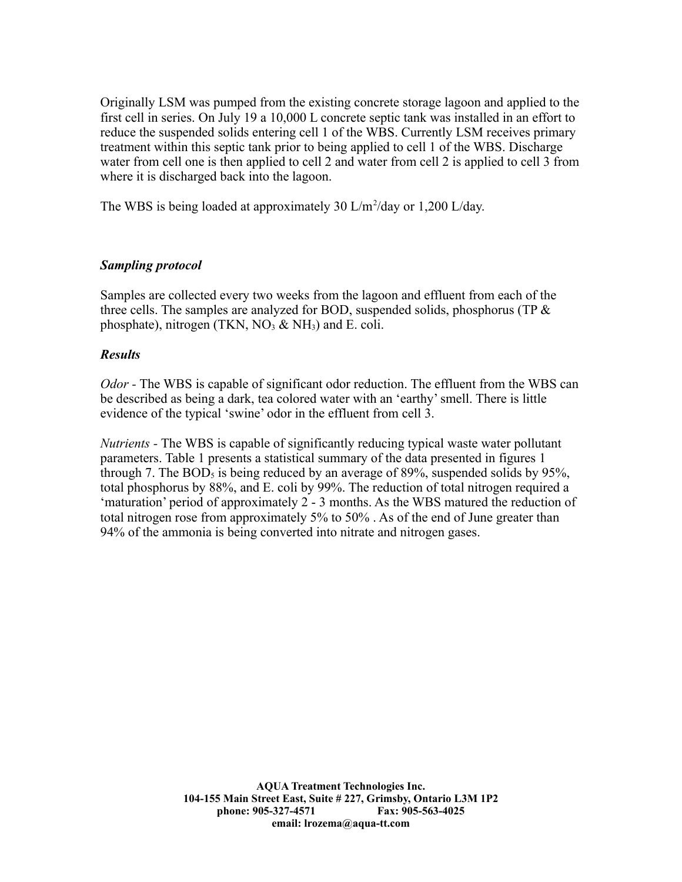Originally LSM was pumped from the existing concrete storage lagoon and applied to the first cell in series. On July 19 a 10,000 L concrete septic tank was installed in an effort to reduce the suspended solids entering cell 1 of the WBS. Currently LSM receives primary treatment within this septic tank prior to being applied to cell 1 of the WBS. Discharge water from cell one is then applied to cell 2 and water from cell 2 is applied to cell 3 from where it is discharged back into the lagoon.

The WBS is being loaded at approximately 30 $L/m^2$/day or 1,200 L/day.

### *Sampling protocol*

Samples are collected every two weeks from the lagoon and effluent from each of the three cells. The samples are analyzed for BOD, suspended solids, phosphorus (TP & phosphate), nitrogen (TKN, $NO_3$ & $NH_3$) and E. coli.

### *Results*

*Odor* - The WBS is capable of significant odor reduction. The effluent from the WBS can be described as being a dark, tea colored water with an 'earthy' smell. There is little evidence of the typical 'swine' odor in the effluent from cell 3.

*Nutrients* - The WBS is capable of significantly reducing typical waste water pollutant parameters. Table 1 presents a statistical summary of the data presented in figures 1 through 7. The $BOD_5$ is being reduced by an average of 89%, suspended solids by 95%, total phosphorus by 88%, and E. coli by 99%. The reduction of total nitrogen required a 'maturation' period of approximately 2 - 3 months. As the WBS matured the reduction of total nitrogen rose from approximately 5% to 50% . As of the end of June greater than 94% of the ammonia is being converted into nitrate and nitrogen gases.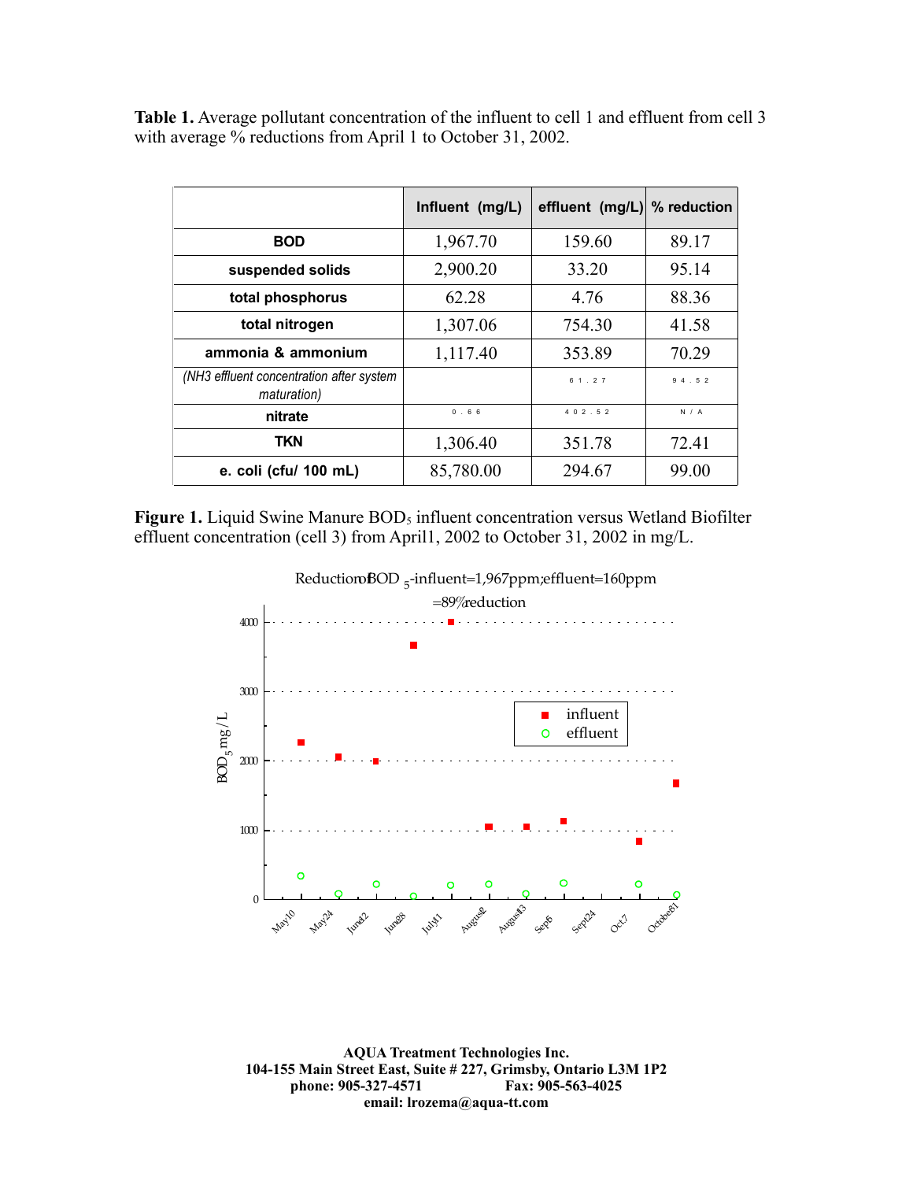**Table 1.** Average pollutant concentration of the influent to cell 1 and effluent from cell 3 with average % reductions from April 1 to October 31, 2002.

| | Influent (mg/L) | effluent (mg/L) | % reduction |
|---|---|---|---|
| **BOD** | 1,967.70 | 159.60 | 89.17 |
| **suspended solids** | 2,900.20 | 33.20 | 95.14 |
| **total phosphorus** | 62.28 | 4.76 | 88.36 |
| **total nitrogen** | 1,307.06 | 754.30 | 41.58 |
| **ammonia & ammonium** | 1,117.40 | 353.89 | 70.29 |
| *(NH3 effluent concentration after system maturation)* | | 61.27 | 94.52 |
| **nitrate** | 0.66 | 402.52 | N/A |
| **TKN** | 1,306.40 | 351.78 | 72.41 |
| **e. coli (cfu/ 100 mL)** | 85,780.00 | 294.67 | 99.00 |

**Figure 1.** Liquid Swine Manure $BOD_5$ influent concentration versus Wetland Biofilter effluent concentration (cell 3) from April1, 2002 to October 31, 2002 in mg/L.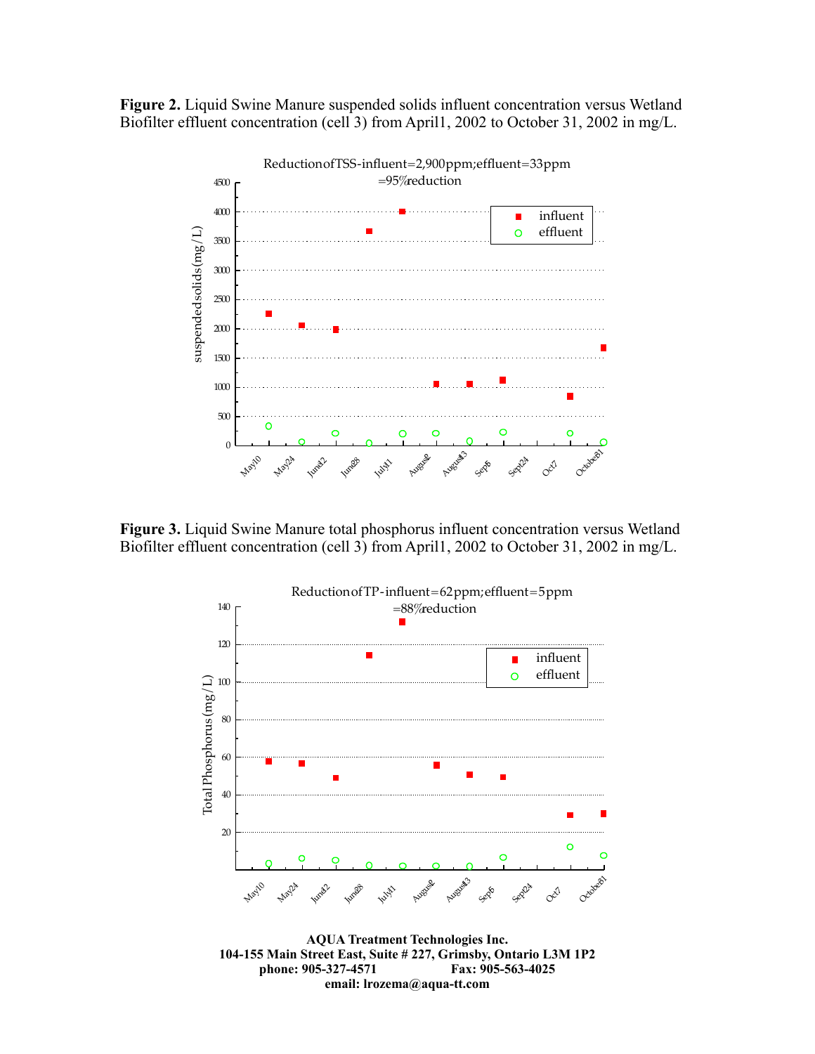**Figure 2.** Liquid Swine Manure suspended solids influent concentration versus Wetland Biofilter effluent concentration (cell 3) from April1, 2002 to October 31, 2002 in mg/L.

**Figure 3.** Liquid Swine Manure total phosphorus influent concentration versus Wetland Biofilter effluent concentration (cell 3) from April1, 2002 to October 31, 2002 in mg/L.

**AQUA Treatment Technologies Inc.**
**104-155 Main Street East, Suite # 227, Grimsby, Ontario L3M 1P2**
**phone: 905-327-4571 Fax: 905-563-4025**
**email: lrozema@aqua-tt.com**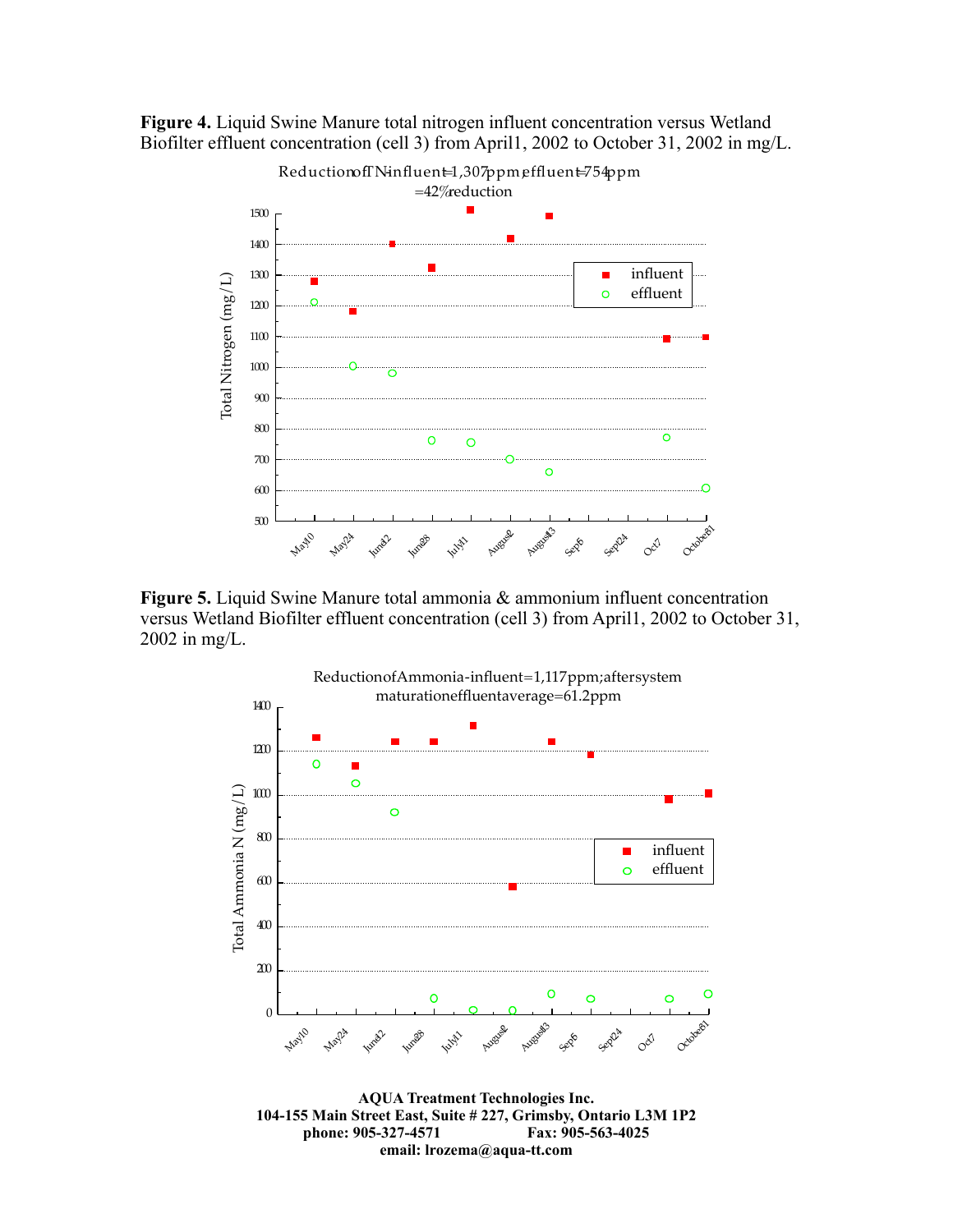**Figure 4.** Liquid Swine Manure total nitrogen influent concentration versus Wetland Biofilter effluent concentration (cell 3) from April1, 2002 to October 31, 2002 in mg/L.

Reduction of TN-influent=1,307ppm, effluent=754ppm =42% reduction

**Figure 5.** Liquid Swine Manure total ammonia & ammonium influent concentration versus Wetland Biofilter effluent concentration (cell 3) from April1, 2002 to October 31, 2002 in mg/L.

Reduction of Ammonia-influent=1,117ppm; after system maturation effluent average=61.2ppm

**AQUA Treatment Technologies Inc.**
**104-155 Main Street East, Suite # 227, Grimsby, Ontario L3M 1P2**
**phone: 905-327-4571 Fax: 905-563-4025**
**email: lrozema@aqua-tt.com**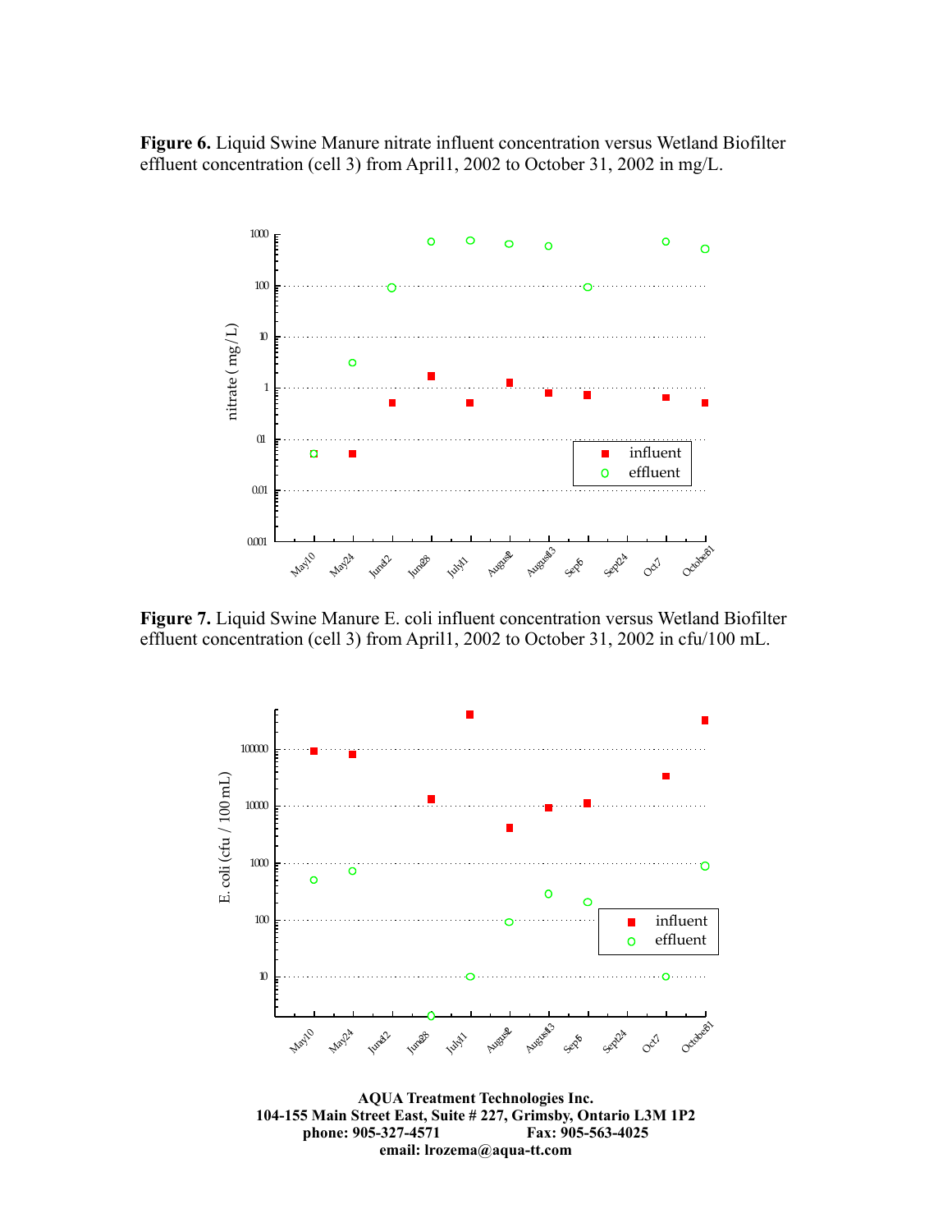**Figure 6.** Liquid Swine Manure nitrate influent concentration versus Wetland Biofilter effluent concentration (cell 3) from April1, 2002 to October 31, 2002 in mg/L.

nitrate ( mg / L)

1000
100
10
1
0.1
0.01
0.001

May10
May24
June12
June28
July11
August2
August13
Sep6
Sept24
Oct7
October31

influent
effluent

**Figure 7.** Liquid Swine Manure E. coli influent concentration versus Wetland Biofilter effluent concentration (cell 3) from April1, 2002 to October 31, 2002 in cfu/100 mL.

E. coli (cfu / 100 mL)

100000
10000
1000
100
10

May10
May24
June12
June28
July11
August2
August13
Sep6
Sept24
Oct7
October31

influent
effluent

**AQUA Treatment Technologies Inc.**
**104-155 Main Street East, Suite # 227, Grimsby, Ontario L3M 1P2**
**phone: 905-327-4571 Fax: 905-563-4025**
**email: lrozema@aqua-tt.com**